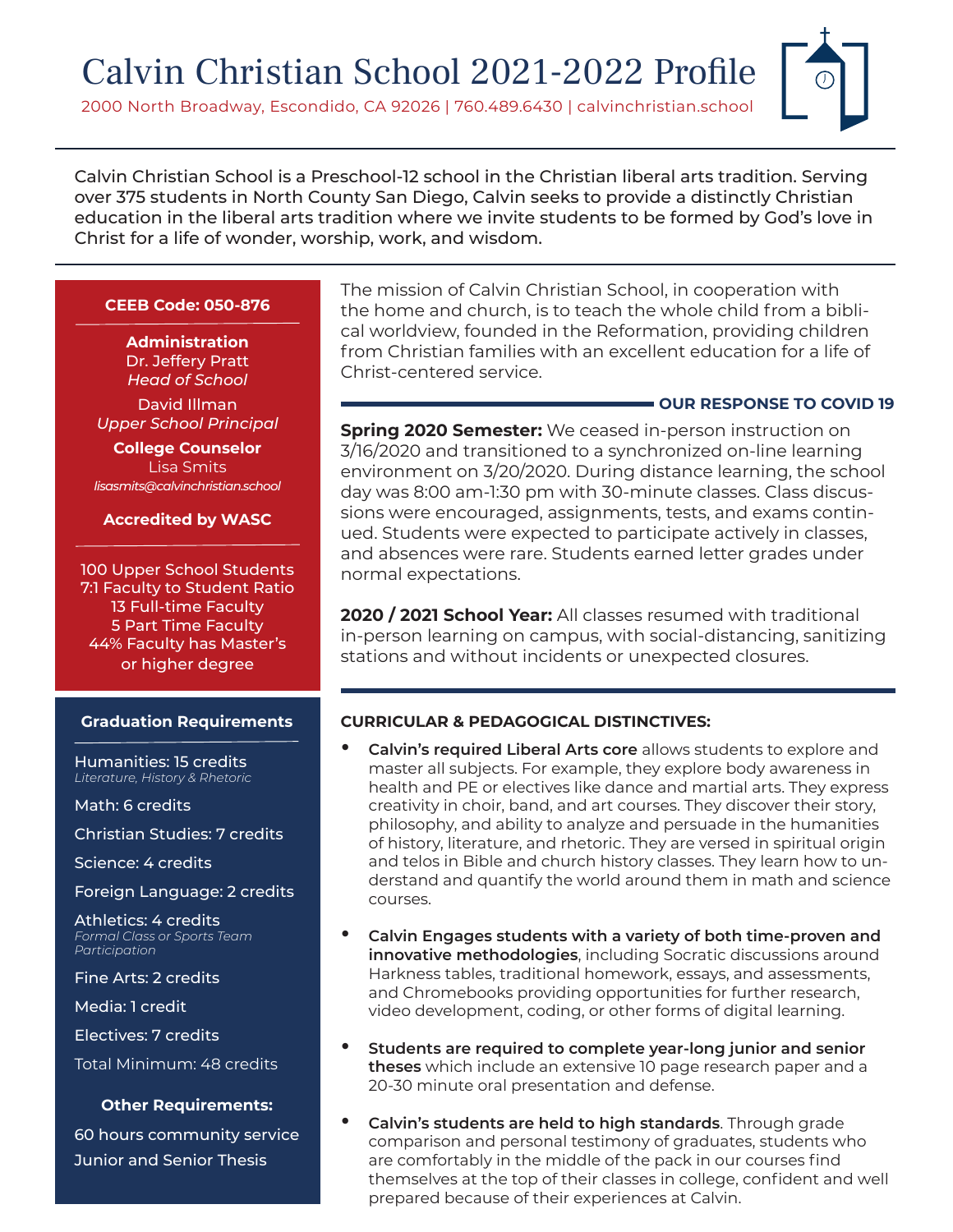# Calvin Christian School 2021-2022 Profile

2000 North Broadway, Escondido, CA 92026 | 760.489.6430 | calvinchristian.school

Calvin Christian School is a Preschool-12 school in the Christian liberal arts tradition. Serving over 375 students in North County San Diego, Calvin seeks to provide a distinctly Christian education in the liberal arts tradition where we invite students to be formed by God's love in Christ for a life of wonder, worship, work, and wisdom.

**CEEB Code: 050-876**

**Administration**
Dr. Jeffery Pratt
*Head of School*

David Illman
*Upper School Principal*

**College Counselor**
Lisa Smits
*lisasmits@calvinchristian.school*

**Accredited by WASC**

100 Upper School Students
7:1 Faculty to Student Ratio
13 Full-time Faculty
5 Part Time Faculty
44% Faculty has Master's or higher degree

### Graduation Requirements

Humanities: 15 credits
*Literature, History & Rhetoric*

Math: 6 credits

Christian Studies: 7 credits

Science: 4 credits

Foreign Language: 2 credits

Athletics: 4 credits
*Formal Class or Sports Team Participation*

Fine Arts: 2 credits

Media: 1 credit

Electives: 7 credits

Total Minimum: 48 credits

**Other Requirements:**

60 hours community service
Junior and Senior Thesis

The mission of Calvin Christian School, in cooperation with the home and church, is to teach the whole child from a biblical worldview, founded in the Reformation, providing children from Christian families with an excellent education for a life of Christ-centered service.

### OUR RESPONSE TO COVID 19

**Spring 2020 Semester:** We ceased in-person instruction on 3/16/2020 and transitioned to a synchronized on-line learning environment on 3/20/2020. During distance learning, the school day was 8:00 am-1:30 pm with 30-minute classes. Class discussions were encouraged, assignments, tests, and exams continued. Students were expected to participate actively in classes, and absences were rare. Students earned letter grades under normal expectations.

**2020 / 2021 School Year:** All classes resumed with traditional in-person learning on campus, with social-distancing, sanitizing stations and without incidents or unexpected closures.

### CURRICULAR & PEDAGOGICAL DISTINCTIVES:

- **Calvin's required Liberal Arts core** allows students to explore and master all subjects. For example, they explore body awareness in health and PE or electives like dance and martial arts. They express creativity in choir, band, and art courses. They discover their story, philosophy, and ability to analyze and persuade in the humanities of history, literature, and rhetoric. They are versed in spiritual origin and telos in Bible and church history classes. They learn how to understand and quantify the world around them in math and science courses.

- **Calvin Engages students with a variety of both time-proven and innovative methodologies**, including Socratic discussions around Harkness tables, traditional homework, essays, and assessments, and Chromebooks providing opportunities for further research, video development, coding, or other forms of digital learning.

- **Students are required to complete year-long junior and senior theses** which include an extensive 10 page research paper and a 20-30 minute oral presentation and defense.

- **Calvin's students are held to high standards**. Through grade comparison and personal testimony of graduates, students who are comfortably in the middle of the pack in our courses find themselves at the top of their classes in college, confident and well prepared because of their experiences at Calvin.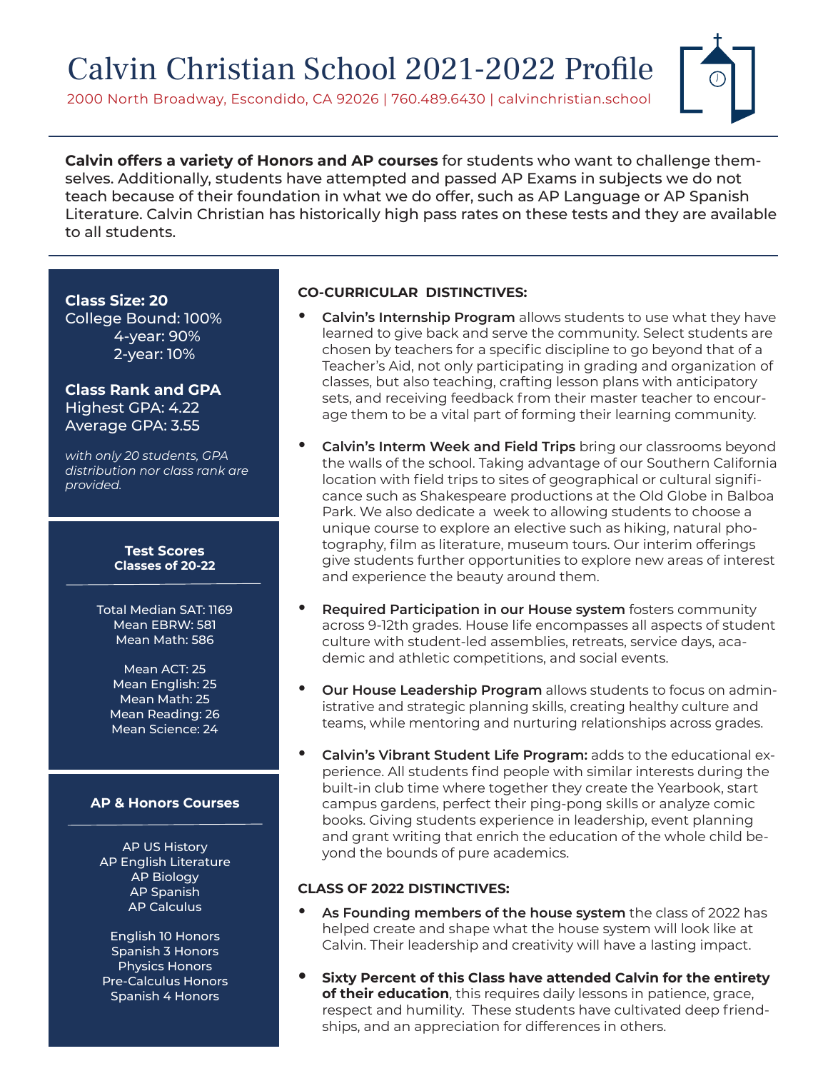# Calvin Christian School 2021-2022 Profile

2000 North Broadway, Escondido, CA 92026 | 760.489.6430 | calvinchristian.school

**Calvin offers a variety of Honors and AP courses** for students who want to challenge themselves. Additionally, students have attempted and passed AP Exams in subjects we do not teach because of their foundation in what we do offer, such as AP Language or AP Spanish Literature. Calvin Christian has historically high pass rates on these tests and they are available to all students.

**Class Size: 20**
College Bound: 100%
4-year: 90%
2-year: 10%

**Class Rank and GPA**
Highest GPA: 4.22
Average GPA: 3.55

*with only 20 students, GPA distribution nor class rank are provided.*

**Test Scores**
**Classes of 20-22**

Total Median SAT: 1169
Mean EBRW: 581
Mean Math: 586

Mean ACT: 25
Mean English: 25
Mean Math: 25
Mean Reading: 26
Mean Science: 24

**AP & Honors Courses**

AP US History
AP English Literature
AP Biology
AP Spanish
AP Calculus

English 10 Honors
Spanish 3 Honors
Physics Honors
Pre-Calculus Honors
Spanish 4 Honors

## CO-CURRICULAR DISTINCTIVES:

- **Calvin's Internship Program** allows students to use what they have learned to give back and serve the community. Select students are chosen by teachers for a specific discipline to go beyond that of a Teacher's Aid, not only participating in grading and organization of classes, but also teaching, crafting lesson plans with anticipatory sets, and receiving feedback from their master teacher to encourage them to be a vital part of forming their learning community.

- **Calvin's Interm Week and Field Trips** bring our classrooms beyond the walls of the school. Taking advantage of our Southern California location with field trips to sites of geographical or cultural significance such as Shakespeare productions at the Old Globe in Balboa Park. We also dedicate a week to allowing students to choose a unique course to explore an elective such as hiking, natural photography, film as literature, museum tours. Our interim offerings give students further opportunities to explore new areas of interest and experience the beauty around them.

- **Required Participation in our House system** fosters community across 9-12th grades. House life encompasses all aspects of student culture with student-led assemblies, retreats, service days, academic and athletic competitions, and social events.

- **Our House Leadership Program** allows students to focus on administrative and strategic planning skills, creating healthy culture and teams, while mentoring and nurturing relationships across grades.

- **Calvin's Vibrant Student Life Program:** adds to the educational experience. All students find people with similar interests during the built-in club time where together they create the Yearbook, start campus gardens, perfect their ping-pong skills or analyze comic books. Giving students experience in leadership, event planning and grant writing that enrich the education of the whole child beyond the bounds of pure academics.

## CLASS OF 2022 DISTINCTIVES:

- **As Founding members of the house system** the class of 2022 has helped create and shape what the house system will look like at Calvin. Their leadership and creativity will have a lasting impact.

- **Sixty Percent of this Class have attended Calvin for the entirety of their education**, this requires daily lessons in patience, grace, respect and humility. These students have cultivated deep friendships, and an appreciation for differences in others.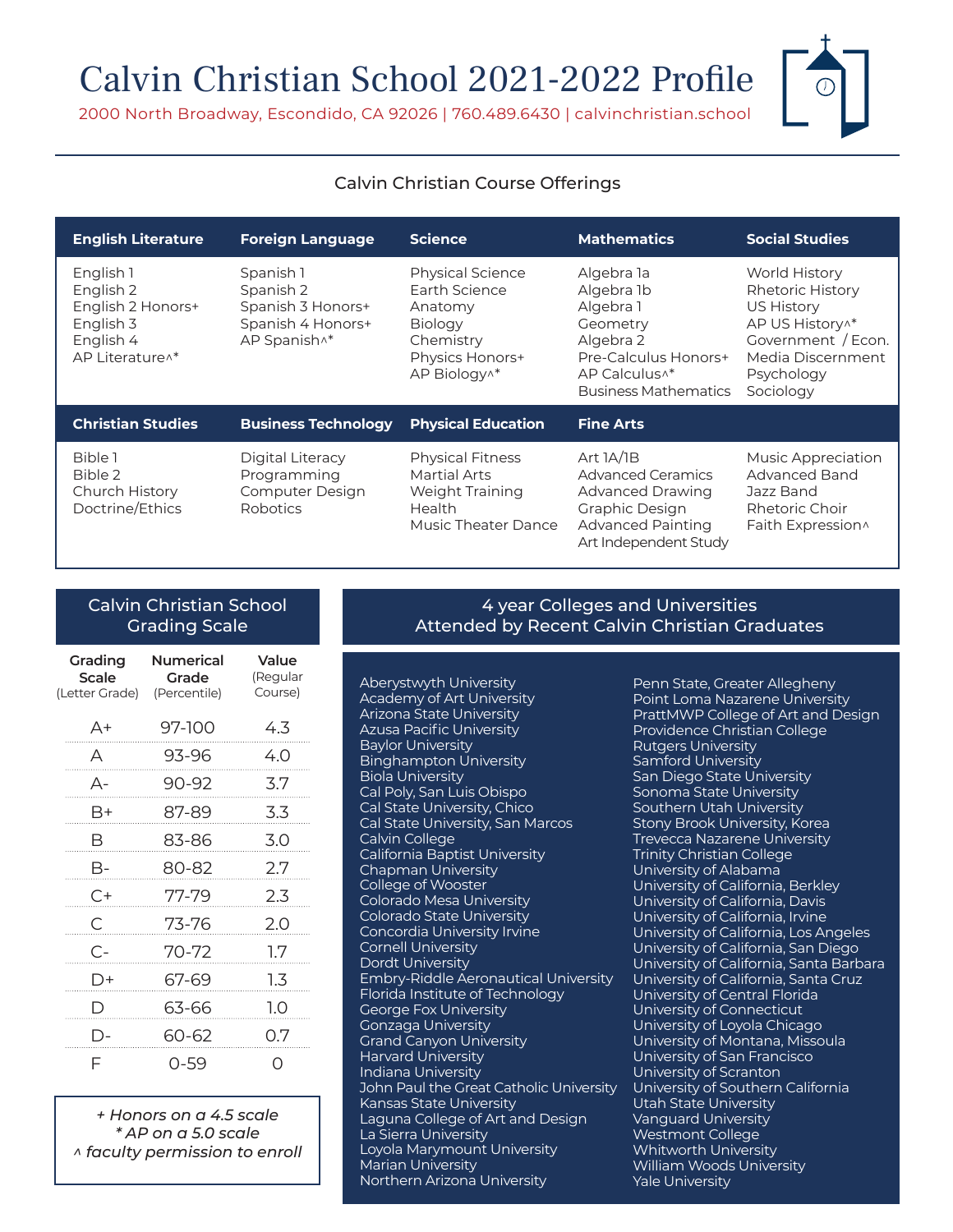# Calvin Christian School 2021-2022 Profile

2000 North Broadway, Escondido, CA 92026 | 760.489.6430 | calvinchristian.school

## Calvin Christian Course Offerings

| English Literature | Foreign Language | Science | Mathematics | Social Studies |
|---|---|---|---|---|
| English 1<br>English 2<br>English 2 Honors+<br>English 3<br>English 4<br>AP Literature^* | Spanish 1<br>Spanish 2<br>Spanish 3 Honors+<br>Spanish 4 Honors+<br>AP Spanish^* | Physical Science<br>Earth Science<br>Anatomy<br>Biology<br>Chemistry<br>Physics Honors+<br>AP Biology^* | Algebra 1a<br>Algebra 1b<br>Algebra 1<br>Geometry<br>Algebra 2<br>Pre-Calculus Honors+<br>AP Calculus^*<br>Business Mathematics | World History<br>Rhetoric History<br>US History<br>AP US History^*<br>Government / Econ.<br>Media Discernment<br>Psychology<br>Sociology |
| **Christian Studies** | **Business Technology** | **Physical Education** | **Fine Arts** | |
| Bible 1<br>Bible 2<br>Church History<br>Doctrine/Ethics | Digital Literacy<br>Programming<br>Computer Design<br>Robotics | Physical Fitness<br>Martial Arts<br>Weight Training<br>Health<br>Music Theater Dance | Art 1A/1B<br>Advanced Ceramics<br>Advanced Drawing<br>Graphic Design<br>Advanced Painting<br>Art Independent Study | Music Appreciation<br>Advanced Band<br>Jazz Band<br>Rhetoric Choir<br>Faith Expression^ |

## Calvin Christian School Grading Scale

| Grading Scale (Letter Grade) | Numerical Grade (Percentile) | Value (Regular Course) |
|---|---|---|
| A+ | 97-100 | 4.3 |
| A | 93-96 | 4.0 |
| A- | 90-92 | 3.7 |
| B+ | 87-89 | 3.3 |
| B | 83-86 | 3.0 |
| B- | 80-82 | 2.7 |
| C+ | 77-79 | 2.3 |
| C | 73-76 | 2.0 |
| C- | 70-72 | 1.7 |
| D+ | 67-69 | 1.3 |
| D | 63-66 | 1.0 |
| D- | 60-62 | 0.7 |
| F | 0-59 | 0 |

*+ Honors on a 4.5 scale*
*\* AP on a 5.0 scale*
*^ faculty permission to enroll*

## 4 year Colleges and Universities Attended by Recent Calvin Christian Graduates

Aberystwyth University
Academy of Art University
Arizona State University
Azusa Pacific University
Baylor University
Binghampton University
Biola University
Cal Poly, San Luis Obispo
Cal State University, Chico
Cal State University, San Marcos
Calvin College
California Baptist University
Chapman University
College of Wooster
Colorado Mesa University
Colorado State University
Concordia University Irvine
Cornell University
Dordt University
Embry-Riddle Aeronautical University
Florida Institute of Technology
George Fox University
Gonzaga University
Grand Canyon University
Harvard University
Indiana University
John Paul the Great Catholic University
Kansas State University
Laguna College of Art and Design
La Sierra University
Loyola Marymount University
Marian University
Northern Arizona University
Penn State, Greater Allegheny
Point Loma Nazarene University
PrattMWP College of Art and Design
Providence Christian College
Rutgers University
Samford University
San Diego State University
Sonoma State University
Southern Utah University
Stony Brook University, Korea
Trevecca Nazarene University
Trinity Christian College
University of Alabama
University of California, Berkley
University of California, Davis
University of California, Irvine
University of California, Los Angeles
University of California, San Diego
University of California, Santa Barbara
University of California, Santa Cruz
University of Central Florida
University of Connecticut
University of Loyola Chicago
University of Montana, Missoula
University of San Francisco
University of Scranton
University of Southern California
Utah State University
Vanguard University
Westmont College
Whitworth University
William Woods University
Yale University